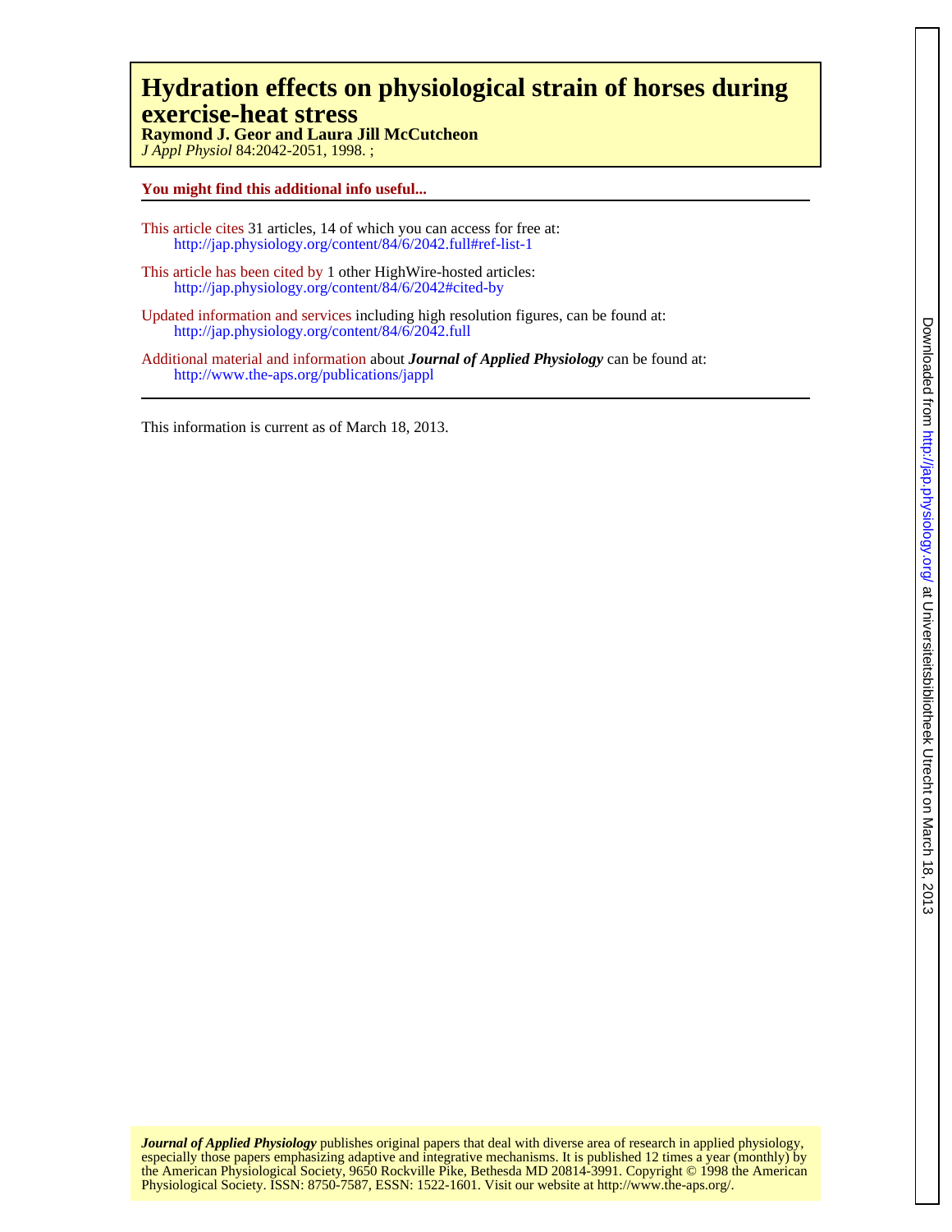# Hydration effects on physiological strain of horses during exercise-heat stress

**Raymond J. Geor and Laura Jill McCutcheon**

*J Appl Physiol* 84:2042-2051, 1998. ;

**You might find this additional info useful...**

This article cites 31 articles, 14 of which you can access for free at:
http://jap.physiology.org/content/84/6/2042.full#ref-list-1

This article has been cited by 1 other HighWire-hosted articles:
http://jap.physiology.org/content/84/6/2042#cited-by

Updated information and services including high resolution figures, can be found at:
http://jap.physiology.org/content/84/6/2042.full

Additional material and information about ***Journal of Applied Physiology*** can be found at:
http://www.the-aps.org/publications/jappl

This information is current as of March 18, 2013.

***Journal of Applied Physiology*** publishes original papers that deal with diverse area of research in applied physiology, especially those papers emphasizing adaptive and integrative mechanisms. It is published 12 times a year (monthly) by the American Physiological Society, 9650 Rockville Pike, Bethesda MD 20814-3991. Copyright © 1998 the American Physiological Society. ISSN: 8750-7587, ESSN: 1522-1601. Visit our website at http://www.the-aps.org/.

Downloaded from http://jap.physiology.org/ at Universiteitsbibliotheek Utrecht on March 18, 2013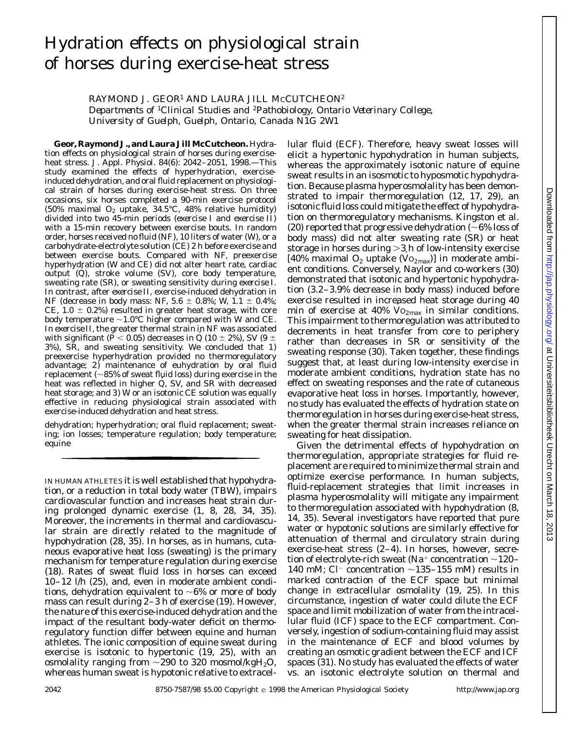# Hydration effects on physiological strain of horses during exercise-heat stress

RAYMOND J. GEOR[1] AND LAURA JILL McCUTCHEON[2]

*Departments of [1]Clinical Studies and [2]Pathobiology, Ontario Veterinary College, University of Guelph, Guelph, Ontario, Canada N1G 2W1*

**Geor, Raymond J., and Laura Jill McCutcheon.** Hydration effects on physiological strain of horses during exercise-heat stress. *J. Appl. Physiol.* 84(6): 2042–2051, 1998.—This study examined the effects of hyperhydration, exercise-induced dehydration, and oral fluid replacement on physiological strain of horses during exercise-heat stress. On three occasions, six horses completed a 90-min exercise protocol (50% maximal $O_2$ uptake, 34.5°C, 48% relative humidity) divided into two 45-min periods (*exercise I* and *exercise II*) with a 15-min recovery between exercise bouts. In random order, horses received no fluid (NF), 10 liters of water (W), or a carbohydrate-electrolyte solution (CE) 2 h before exercise and between exercise bouts. Compared with NF, preexercise hyperhydration (W and CE) did not alter heart rate, cardiac output ($\dot{Q}$), stroke volume (SV), core body temperature, sweating rate (SR), or sweating sensitivity during *exercise I*. In contrast, after *exercise II*, exercise-induced dehydration in NF (decrease in body mass: NF, 5.6 ± 0.8%; W, 1.1 ± 0.4%; CE, 1.0 ± 0.2%) resulted in greater heat storage, with core body temperature ~1.0°C higher compared with W and CE. In *exercise II*, the greater thermal strain in NF was associated with significant ($P < 0.05$) decreases in $\dot{Q}$ (10 ± 2%), SV (9 ± 3%), SR, and sweating sensitivity. We concluded that *1*) preexercise hyperhydration provided no thermoregulatory advantage; *2*) maintenance of euhydration by oral fluid replacement (~85% of sweat fluid loss) during exercise in the heat was reflected in higher $\dot{Q}$, SV, and SR with decreased heat storage; and *3*) W or an isotonic CE solution was equally effective in reducing physiological strain associated with exercise-induced dehydration and heat stress.

dehydration; hyperhydration; oral fluid replacement; sweating; ion losses; temperature regulation; body temperature; equine

---

IN HUMAN ATHLETES it is well established that hypohydration, or a reduction in total body water (TBW), impairs cardiovascular function and increases heat strain during prolonged dynamic exercise (1, 8, 28, 34, 35). Moreover, the increments in thermal and cardiovascular strain are directly related to the magnitude of hypohydration (28, 35). In horses, as in humans, cutaneous evaporative heat loss (sweating) is the primary mechanism for temperature regulation during exercise (18). Rates of sweat fluid loss in horses can exceed 10–12 l/h (25), and, even in moderate ambient conditions, dehydration equivalent to ~6% or more of body mass can result during 2–3 h of exercise (19). However, the nature of this exercise-induced dehydration and the impact of the resultant body-water deficit on thermoregulatory function differ between equine and human athletes. The ionic composition of equine sweat during exercise is isotonic to hypertonic (19, 25), with an osmolality ranging from ~290 to 320 mosmol/kg$H_2O$, whereas human sweat is hypotonic relative to extracellular fluid (ECF). Therefore, heavy sweat losses will elicit a hypertonic hypohydration in human subjects, whereas the approximately isotonic nature of equine sweat results in an isosmotic to hyposmotic hypohydration. Because plasma hyperosmolality has been demonstrated to impair thermoregulation (12, 17, 29), an isotonic fluid loss could mitigate the effect of hypohydration on thermoregulatory mechanisms. Kingston et al. (20) reported that progressive dehydration (~6% loss of body mass) did not alter sweating rate (SR) or heat storage in horses during >3 h of low-intensity exercise [40% maximal $O_2$ uptake ($\dot{V}O_{2max}$)] in moderate ambient conditions. Conversely, Naylor and co-workers (30) demonstrated that isotonic and hypertonic hypohydration (3.2–3.9% decrease in body mass) induced before exercise resulted in increased heat storage during 40 min of exercise at 40% $\dot{V}O_{2max}$ in similar conditions. This impairment to thermoregulation was attributed to decrements in heat transfer from core to periphery rather than decreases in SR or sensitivity of the sweating response (30). Taken together, these findings suggest that, at least during low-intensity exercise in moderate ambient conditions, hydration state has no effect on sweating responses and the rate of cutaneous evaporative heat loss in horses. Importantly, however, no study has evaluated the effects of hydration state on thermoregulation in horses during exercise-heat stress, when the greater thermal strain increases reliance on sweating for heat dissipation.

Given the detrimental effects of hypohydration on thermoregulation, appropriate strategies for fluid replacement are required to minimize thermal strain and optimize exercise performance. In human subjects, fluid-replacement strategies that limit increases in plasma hyperosmolality will mitigate any impairment to thermoregulation associated with hypohydration (8, 14, 35). Several investigators have reported that pure water or hypotonic solutions are similarly effective for attenuation of thermal and circulatory strain during exercise-heat stress (2–4). In horses, however, secretion of electrolyte-rich sweat ($Na^+$ concentration ~120–140 mM; $Cl^-$ concentration ~135–155 mM) results in marked contraction of the ECF space but minimal change in extracellular osmolality (19, 25). In this circumstance, ingestion of water could dilute the ECF space and limit mobilization of water from the intracellular fluid (ICF) space to the ECF compartment. Conversely, ingestion of sodium-containing fluid may assist in the maintenance of ECF and blood volumes by creating an osmotic gradient between the ECF and ICF spaces (31). No study has evaluated the effects of water vs. an isotonic electrolyte solution on thermal and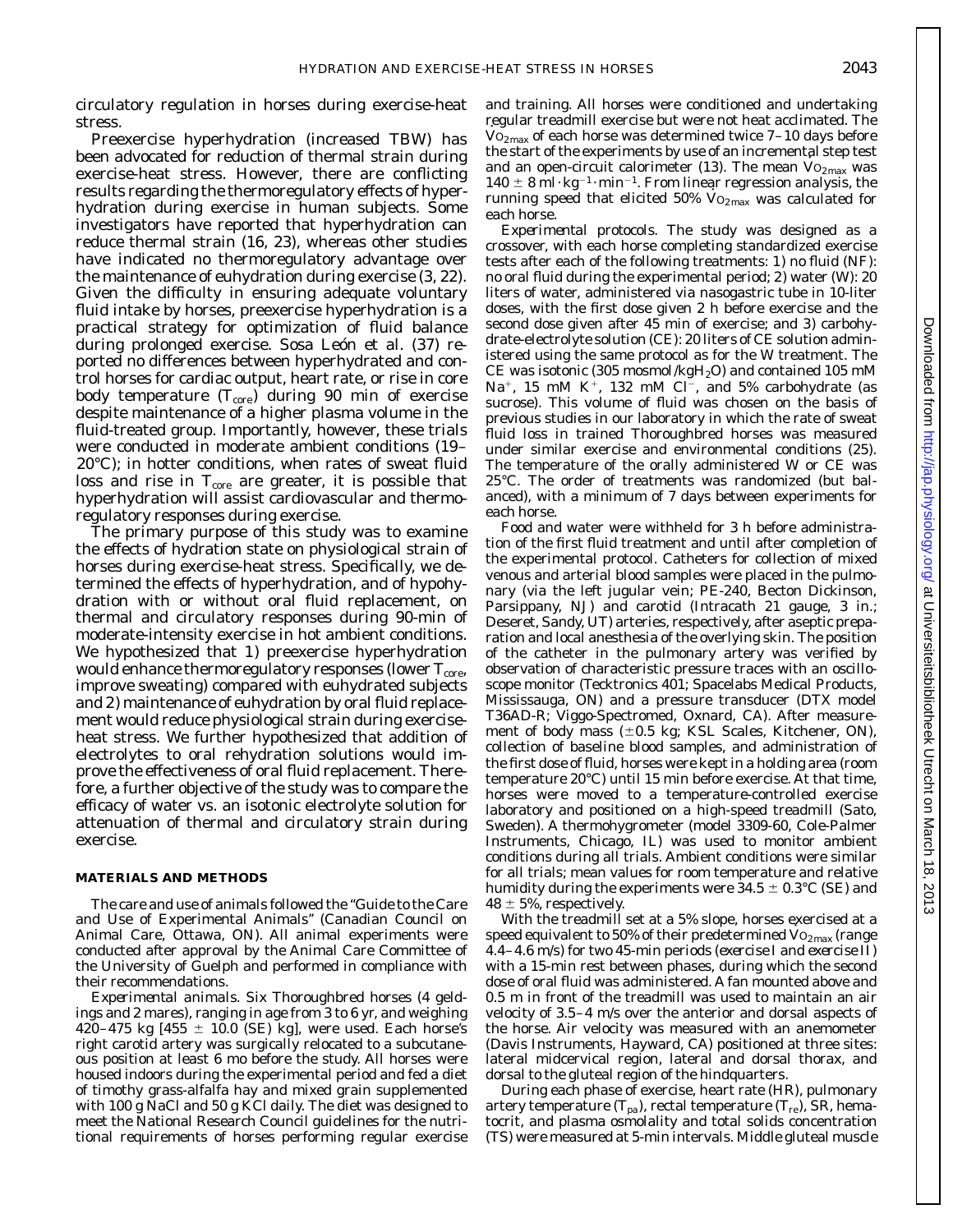circulatory regulation in horses during exercise-heat stress.

Preexercise hyperhydration (increased TBW) has been advocated for reduction of thermal strain during exercise-heat stress. However, there are conflicting results regarding the thermoregulatory effects of hyperhydration during exercise in human subjects. Some investigators have reported that hyperhydration can reduce thermal strain (16, 23), whereas other studies have indicated no thermoregulatory advantage over the maintenance of euhydration during exercise (3, 22). Given the difficulty in ensuring adequate voluntary fluid intake by horses, preexercise hyperhydration is a practical strategy for optimization of fluid balance during prolonged exercise. Sosa León et al. (37) reported no differences between hyperhydrated and control horses for cardiac output, heart rate, or rise in core body temperature ($T_{core}$) during 90 min of exercise despite maintenance of a higher plasma volume in the fluid-treated group. Importantly, however, these trials were conducted in moderate ambient conditions (19–20°C); in hotter conditions, when rates of sweat fluid loss and rise in $T_{core}$ are greater, it is possible that hyperhydration will assist cardiovascular and thermoregulatory responses during exercise.

The primary purpose of this study was to examine the effects of hydration state on physiological strain of horses during exercise-heat stress. Specifically, we determined the effects of hyperhydration, and of hypohydration with or without oral fluid replacement, on thermal and circulatory responses during 90-min of moderate-intensity exercise in hot ambient conditions. We hypothesized that 1) preexercise hyperhydration would enhance thermoregulatory responses (lower $T_{core}$, improve sweating) compared with euhydrated subjects and 2) maintenance of euhydration by oral fluid replacement would reduce physiological strain during exercise-heat stress. We further hypothesized that addition of electrolytes to oral rehydration solutions would improve the effectiveness of oral fluid replacement. Therefore, a further objective of the study was to compare the efficacy of water vs. an isotonic electrolyte solution for attenuation of thermal and circulatory strain during exercise.

## MATERIALS AND METHODS

The care and use of animals followed the "Guide to the Care and Use of Experimental Animals" (Canadian Council on Animal Care, Ottawa, ON). All animal experiments were conducted after approval by the Animal Care Committee of the University of Guelph and performed in compliance with their recommendations.

*Experimental animals.* Six Thoroughbred horses (4 geldings and 2 mares), ranging in age from 3 to 6 yr, and weighing 420–475 kg [455 ± 10.0 (SE) kg], were used. Each horse's right carotid artery was surgically relocated to a subcutaneous position at least 6 mo before the study. All horses were housed indoors during the experimental period and fed a diet of timothy grass-alfalfa hay and mixed grain supplemented with 100 g NaCl and 50 g KCl daily. The diet was designed to meet the National Research Council guidelines for the nutritional requirements of horses performing regular exercise and training. All horses were conditioned and undertaking regular treadmill exercise but were not heat acclimated. The $\dot{V}O_{2max}$ of each horse was determined twice 7–10 days before the start of the experiments by use of an incremental step test and an open-circuit calorimeter (13). The mean $\dot{V}O_{2max}$ was $140 \pm 8$ ml·kg$^{-1}$·min$^{-1}$. From linear regression analysis, the running speed that elicited 50% $\dot{V}O_{2max}$ was calculated for each horse.

*Experimental protocols.* The study was designed as a crossover, with each horse completing standardized exercise tests after each of the following treatments: 1) no fluid (NF): no oral fluid during the experimental period; 2) water (W): 20 liters of water, administered via nasogastric tube in 10-liter doses, with the first dose given 2 h before exercise and the second dose given after 45 min of exercise; and 3) carbohydrate-electrolyte solution (CE): 20 liters of CE solution administered using the same protocol as for the W treatment. The CE was isotonic (305 mosmol/kg$H_2O$) and contained 105 mM $Na^+$, 15 mM $K^+$, 132 mM $Cl^-$, and 5% carbohydrate (as sucrose). This volume of fluid was chosen on the basis of previous studies in our laboratory in which the rate of sweat fluid loss in trained Thoroughbred horses was measured under similar exercise and environmental conditions (25). The temperature of the orally administered W or CE was 25°C. The order of treatments was randomized (but balanced), with a minimum of 7 days between experiments for each horse.

Food and water were withheld for 3 h before administration of the first fluid treatment and until after completion of the experimental protocol. Catheters for collection of mixed venous and arterial blood samples were placed in the pulmonary (via the left jugular vein; PE-240, Becton Dickinson, Parsippany, NJ) and carotid (Intracath 21 gauge, 3 in.; Deseret, Sandy, UT) arteries, respectively, after aseptic preparation and local anesthesia of the overlying skin. The position of the catheter in the pulmonary artery was verified by observation of characteristic pressure traces with an oscilloscope monitor (Tecktronics 401; Spacelabs Medical Products, Mississauga, ON) and a pressure transducer (DTX model T36AD-R; Viggo-Spectromed, Oxnard, CA). After measurement of body mass (±0.5 kg; KSL Scales, Kitchener, ON), collection of baseline blood samples, and administration of the first dose of fluid, horses were kept in a holding area (room temperature 20°C) until 15 min before exercise. At that time, horses were moved to a temperature-controlled exercise laboratory and positioned on a high-speed treadmill (Sato, Sweden). A thermohygrometer (model 3309-60, Cole-Palmer Instruments, Chicago, IL) was used to monitor ambient conditions during all trials. Ambient conditions were similar for all trials; mean values for room temperature and relative humidity during the experiments were 34.5 ± 0.3°C (SE) and 48 ± 5%, respectively.

With the treadmill set at a 5% slope, horses exercised at a speed equivalent to 50% of their predetermined $\dot{V}O_{2max}$ (range 4.4–4.6 m/s) for two 45-min periods (*exercise I* and *exercise II*) with a 15-min rest between phases, during which the second dose of oral fluid was administered. A fan mounted above and 0.5 m in front of the treadmill was used to maintain an air velocity of 3.5–4 m/s over the anterior and dorsal aspects of the horse. Air velocity was measured with an anemometer (Davis Instruments, Hayward, CA) positioned at three sites: lateral midcervical region, lateral and dorsal thorax, and dorsal to the gluteal region of the hindquarters.

During each phase of exercise, heart rate (HR), pulmonary artery temperature ($T_{pa}$), rectal temperature ($T_{re}$), SR, hematocrit, and plasma osmolality and total solids concentration (TS) were measured at 5-min intervals. Middle gluteal muscle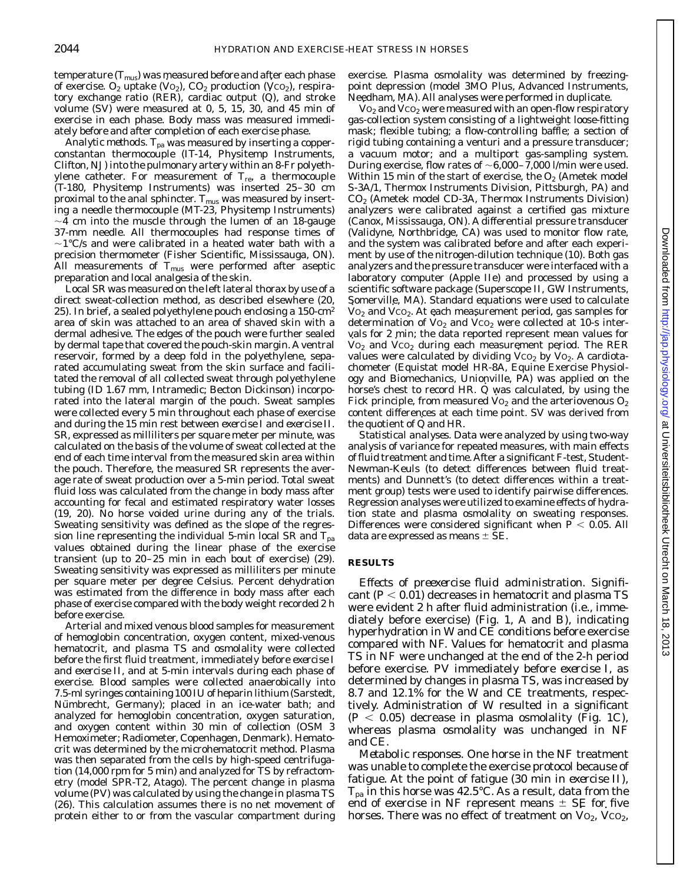temperature ($T_{mus}$) was measured before and after each phase of exercise. $O_2$ uptake ($\dot{V}O_2$), $CO_2$ production ($\dot{V}CO_2$), respiratory exchange ratio (RER), cardiac output ($\dot{Q}$), and stroke volume (SV) were measured at 0, 5, 15, 30, and 45 min of exercise in each phase. Body mass was measured immediately before and after completion of each exercise phase.

*Analytic methods.* $T_{pa}$ was measured by inserting a copper-constantan thermocouple (IT-14, Physitemp Instruments, Clifton, NJ) into the pulmonary artery within an 8-Fr polyethylene catheter. For measurement of $T_{re}$, a thermocouple (T-180, Physitemp Instruments) was inserted 25–30 cm proximal to the anal sphincter. $T_{mus}$ was measured by inserting a needle thermocouple (MT-23, Physitemp Instruments) ~4 cm into the muscle through the lumen of an 18-gauge 37-mm needle. All thermocouples had response times of ~1°C/s and were calibrated in a heated water bath with a precision thermometer (Fisher Scientific, Mississauga, ON). All measurements of $T_{mus}$ were performed after aseptic preparation and local analgesia of the skin.

Local SR was measured on the left lateral thorax by use of a direct sweat-collection method, as described elsewhere (20, 25). In brief, a sealed polyethylene pouch enclosing a 150-$cm^2$ area of skin was attached to an area of shaved skin with a dermal adhesive. The edges of the pouch were further sealed by dermal tape that covered the pouch-skin margin. A ventral reservoir, formed by a deep fold in the polyethylene, separated accumulating sweat from the skin surface and facilitated the removal of all collected sweat through polyethylene tubing (ID 1.67 mm, Intramedic; Becton Dickinson) incorporated into the lateral margin of the pouch. Sweat samples were collected every 5 min throughout each phase of exercise and during the 15 min rest between *exercise I* and *exercise II*. SR, expressed as milliliters per square meter per minute, was calculated on the basis of the volume of sweat collected at the end of each time interval from the measured skin area within the pouch. Therefore, the measured SR represents the average rate of sweat production over a 5-min period. Total sweat fluid loss was calculated from the change in body mass after accounting for fecal and estimated respiratory water losses (19, 20). No horse voided urine during any of the trials. Sweating sensitivity was defined as the slope of the regression line representing the individual 5-min local SR and $T_{pa}$ values obtained during the linear phase of the exercise transient (up to 20–25 min in each bout of exercise) (29). Sweating sensitivity was expressed as milliliters per minute per square meter per degree Celsius. Percent dehydration was estimated from the difference in body mass after each phase of exercise compared with the body weight recorded 2 h before exercise.

Arterial and mixed venous blood samples for measurement of hemoglobin concentration, oxygen content, mixed-venous hematocrit, and plasma TS and osmolality were collected before the first fluid treatment, immediately before *exercise I* and *exercise II*, and at 5-min intervals during each phase of exercise. Blood samples were collected anaerobically into 7.5-ml syringes containing 100 IU of heparin lithium (Sarstedt, Nümbrecht, Germany); placed in an ice-water bath; and analyzed for hemoglobin concentration, oxygen saturation, and oxygen content within 30 min of collection (OSM 3 Hemoximeter; Radiometer, Copenhagen, Denmark). Hematocrit was determined by the microhematocrit method. Plasma was then separated from the cells by high-speed centrifugation (14,000 rpm for 5 min) and analyzed for TS by refractometry (model SPR-T2, Atago). The percent change in plasma volume (PV) was calculated by using the change in plasma TS (26). This calculation assumes there is no net movement of protein either to or from the vascular compartment during exercise. Plasma osmolality was determined by freezing-point depression (model 3MO Plus, Advanced Instruments, Needham, MA). All analyses were performed in duplicate.

$\dot{V}O_2$ and $\dot{V}CO_2$ were measured with an open-flow respiratory gas-collection system consisting of a lightweight loose-fitting mask; flexible tubing; a flow-controlling baffle; a section of rigid tubing containing a venturi and a pressure transducer; a vacuum motor; and a multiport gas-sampling system. During exercise, flow rates of ~6,000–7,000 l/min were used. Within 15 min of the start of exercise, the $O_2$ (Ametek model S-3A/1, Thermox Instruments Division, Pittsburgh, PA) and $CO_2$ (Ametek model CD-3A, Thermox Instruments Division) analyzers were calibrated against a certified gas mixture (Canox, Mississauga, ON). A differential pressure transducer (Validyne, Northbridge, CA) was used to monitor flow rate, and the system was calibrated before and after each experiment by use of the nitrogen-dilution technique (10). Both gas analyzers and the pressure transducer were interfaced with a laboratory computer (Apple IIe) and processed by using a scientific software package (Superscope II, GW Instruments, Somerville, MA). Standard equations were used to calculate $\dot{V}O_2$ and $\dot{V}CO_2$. At each measurement period, gas samples for determination of $\dot{V}O_2$ and $\dot{V}CO_2$ were collected at 10-s intervals for 2 min; the data reported represent mean values for $\dot{V}O_2$ and $\dot{V}CO_2$ during each measurement period. The RER values were calculated by dividing $\dot{V}CO_2$ by $\dot{V}O_2$. A cardiotachometer (Equistat model HR-8A, Equine Exercise Physiology and Biomechanics, Unionville, PA) was applied on the horse's chest to record HR. $\dot{Q}$ was calculated, by using the Fick principle, from measured $\dot{V}O_2$ and the arteriovenous $O_2$ content differences at each time point. SV was derived from the quotient of $\dot{Q}$ and HR.

*Statistical analyses.* Data were analyzed by using two-way analysis of variance for repeated measures, with main effects of fluid treatment and time. After a significant *F*-test, Student-Newman-Keuls (to detect differences between fluid treatments) and Dunnett's (to detect differences within a treatment group) tests were used to identify pairwise differences. Regression analyses were utilized to examine effects of hydration state and plasma osmolality on sweating responses. Differences were considered significant when $P < 0.05$. All data are expressed as means ± SE.

## RESULTS

*Effects of preexercise fluid administration.* Significant ($P < 0.01$) decreases in hematocrit and plasma TS were evident 2 h after fluid administration (i.e., immediately before exercise) (Fig. 1, *A* and *B*), indicating hyperhydration in W and CE conditions before exercise compared with NF. Values for hematocrit and plasma TS in NF were unchanged at the end of the 2-h period before exercise. PV immediately before *exercise I*, as determined by changes in plasma TS, was increased by 8.7 and 12.1% for the W and CE treatments, respectively. Administration of W resulted in a significant ($P < 0.05$) decrease in plasma osmolality (Fig. 1*C*), whereas plasma osmolality was unchanged in NF and CE.

*Metabolic responses.* One horse in the NF treatment was unable to complete the exercise protocol because of fatigue. At the point of fatigue (30 min in *exercise II*), $T_{pa}$ in this horse was 42.5°C. As a result, data from the end of exercise in NF represent means ± SE for five horses. There was no effect of treatment on $\dot{V}O_2$, $\dot{V}CO_2$,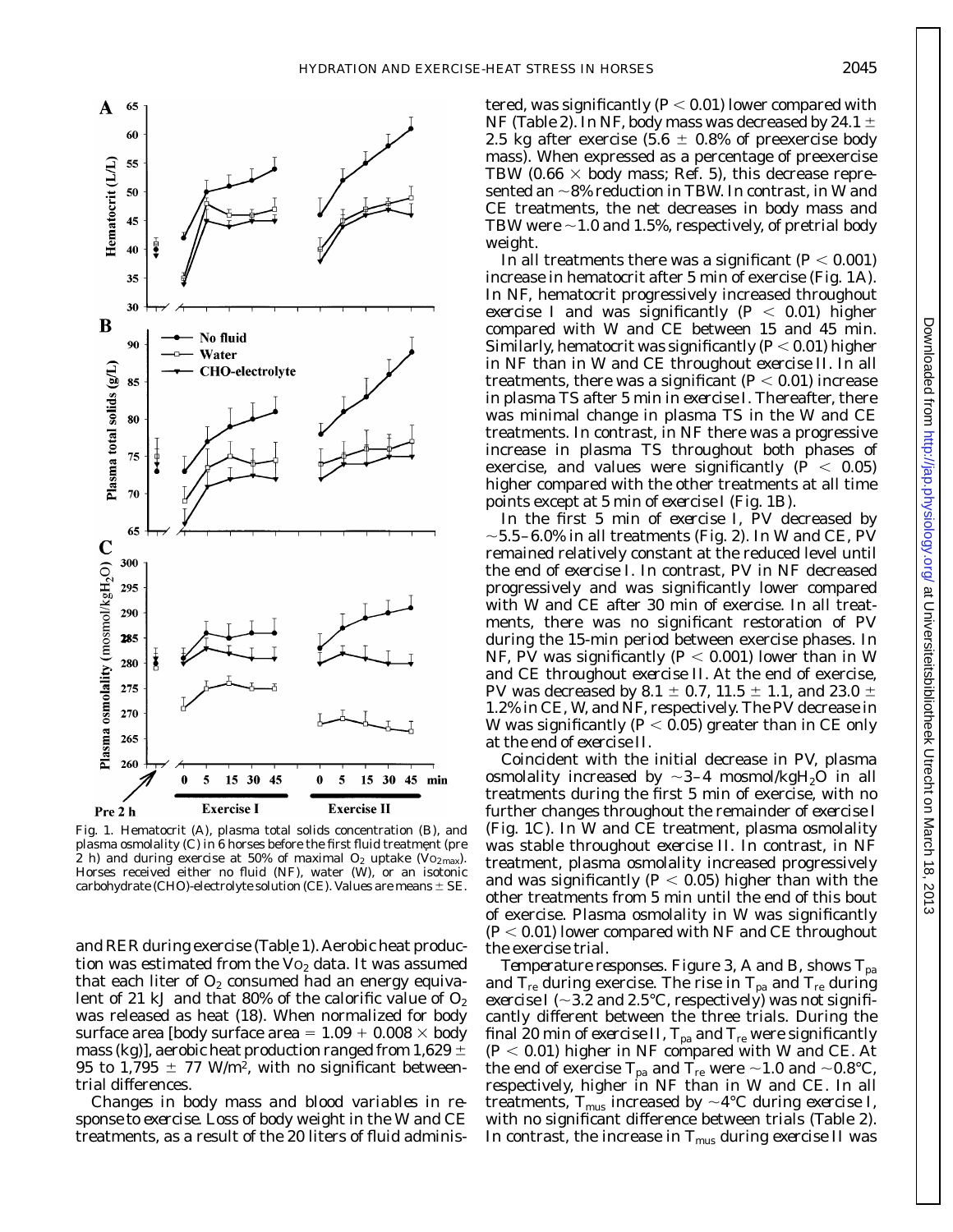Fig. 1. Hematocrit (A), plasma total solids concentration (B), and plasma osmolality (C) in 6 horses before the first fluid treatment (pre 2 h) and during exercise at 50% of maximal $O_2$ uptake ($\dot{V}O_{2max}$). Horses received either no fluid (NF), water (W), or an isotonic carbohydrate (CHO)-electrolyte solution (CE). Values are means ± SE.

and RER during exercise (Table 1). Aerobic heat production was estimated from the $\dot{V}O_2$ data. It was assumed that each liter of $O_2$ consumed had an energy equivalent of 21 kJ and that 80% of the calorific value of $O_2$ was released as heat (18). When normalized for body surface area [body surface area = 1.09 + 0.008 × body mass (kg)], aerobic heat production ranged from 1,629 ± 95 to 1,795 ± 77 W/m², with no significant between-trial differences.

*Changes in body mass and blood variables in response to exercise.* Loss of body weight in the W and CE treatments, as a result of the 20 liters of fluid administered, was significantly ($P < 0.01$) lower compared with NF (Table 2). In NF, body mass was decreased by 24.1 ± 2.5 kg after exercise (5.6 ± 0.8% of preexercise body mass). When expressed as a percentage of preexercise TBW (0.66 × body mass; Ref. 5), this decrease represented an ~8% reduction in TBW. In contrast, in W and CE treatments, the net decreases in body mass and TBW were ~1.0 and 1.5%, respectively, of pretrial body weight.

In all treatments there was a significant ($P < 0.001$) increase in hematocrit after 5 min of exercise (Fig. 1A). In NF, hematocrit progressively increased throughout *exercise I* and was significantly ($P < 0.01$) higher compared with W and CE between 15 and 45 min. Similarly, hematocrit was significantly ($P < 0.01$) higher in NF than in W and CE throughout *exercise II*. In all treatments, there was a significant ($P < 0.01$) increase in plasma TS after 5 min in *exercise I*. Thereafter, there was minimal change in plasma TS in the W and CE treatments. In contrast, in NF there was a progressive increase in plasma TS throughout both phases of exercise, and values were significantly ($P < 0.05$) higher compared with the other treatments at all time points except at 5 min of *exercise I* (Fig. 1B).

In the first 5 min of *exercise I*, PV decreased by ~5.5–6.0% in all treatments (Fig. 2). In W and CE, PV remained relatively constant at the reduced level until the end of *exercise I*. In contrast, PV in NF decreased progressively and was significantly lower compared with W and CE after 30 min of exercise. In all treatments, there was no significant restoration of PV during the 15-min period between exercise phases. In NF, PV was significantly ($P < 0.001$) lower than in W and CE throughout *exercise II*. At the end of exercise, PV was decreased by 8.1 ± 0.7, 11.5 ± 1.1, and 23.0 ± 1.2% in CE, W, and NF, respectively. The PV decrease in W was significantly ($P < 0.05$) greater than in CE only at the end of *exercise II*.

Coincident with the initial decrease in PV, plasma osmolality increased by ~3–4 mosmol/kg$H_2O$ in all treatments during the first 5 min of exercise, with no further changes throughout the remainder of *exercise I* (Fig. 1C). In W and CE treatment, plasma osmolality was stable throughout *exercise II*. In contrast, in NF treatment, plasma osmolality increased progressively and was significantly ($P < 0.05$) higher than with the other treatments from 5 min until the end of this bout of exercise. Plasma osmolality in W was significantly ($P < 0.01$) lower compared with NF and CE throughout the exercise trial.

*Temperature responses.* Figure 3, A and B, shows $T_{pa}$ and $T_{re}$ during exercise. The rise in $T_{pa}$ and $T_{re}$ during *exercise I* (~3.2 and 2.5°C, respectively) was not significantly different between the three trials. During the final 20 min of *exercise II*, $T_{pa}$ and $T_{re}$ were significantly ($P < 0.01$) higher in NF compared with W and CE. At the end of exercise $T_{pa}$ and $T_{re}$ were ~1.0 and ~0.8°C, respectively, higher in NF than in W and CE. In all treatments, $T_{mus}$ increased by ~4°C during *exercise I*, with no significant difference between trials (Table 2). In contrast, the increase in $T_{mus}$ during *exercise II* was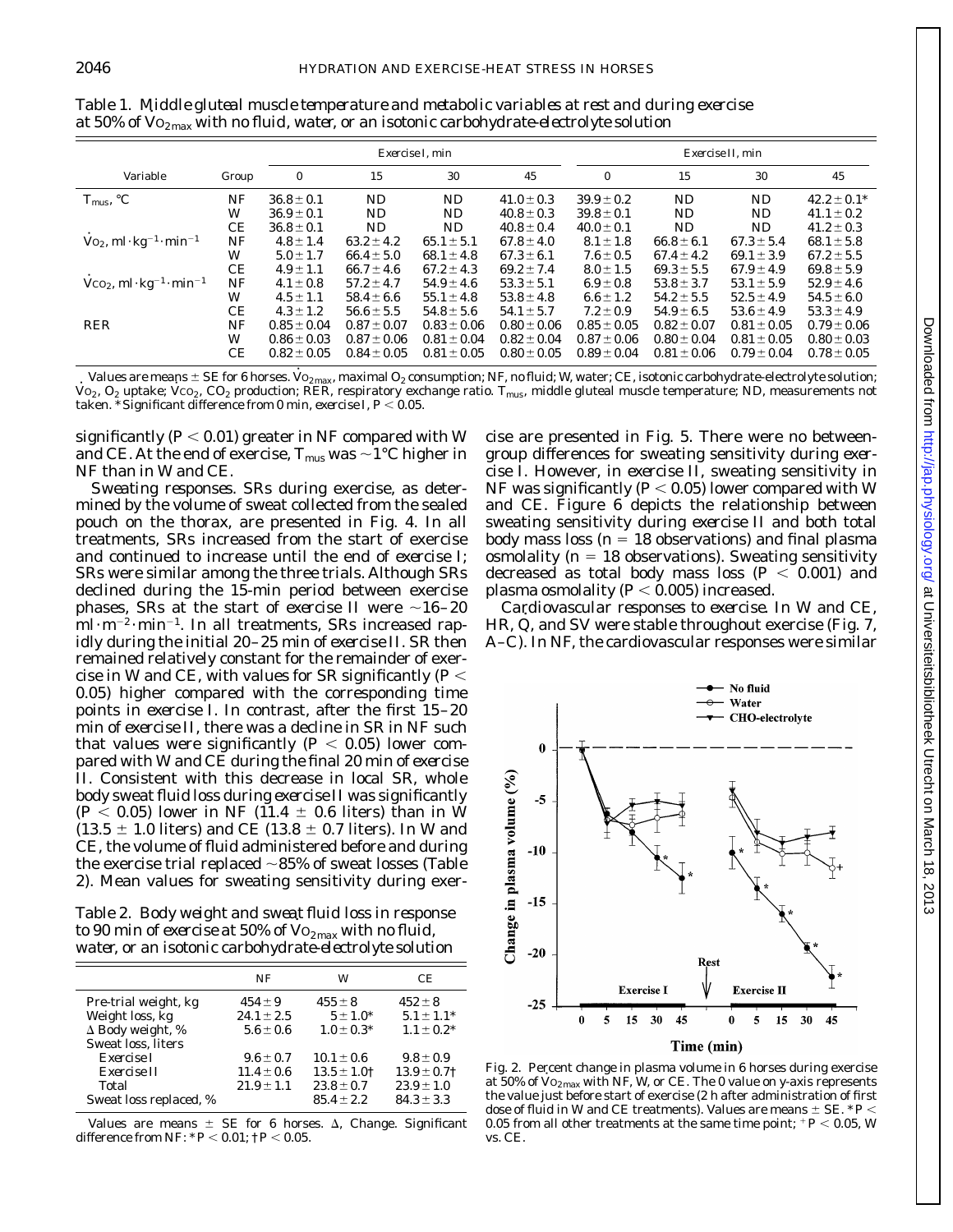Table 1. Middle gluteal muscle temperature and metabolic variables at rest and during exercise at 50% of $\dot{V}O_{2max}$ with no fluid, water, or an isotonic carbohydrate-electrolyte solution

| Variable | Group | Exercise I, min | | | | Exercise II, min | | | |
|---|---|---|---|---|---|---|---|---|---|
| | | 0 | 15 | 30 | 45 | 0 | 15 | 30 | 45 |
| $T_{mus}$, °C | NF | 36.8 ± 0.1 | ND | ND | 41.0 ± 0.3 | 39.9 ± 0.2 | ND | ND | 42.2 ± 0.1* |
| | W | 36.9 ± 0.1 | ND | ND | 40.8 ± 0.3 | 39.8 ± 0.1 | ND | ND | 41.1 ± 0.2 |
| | CE | 36.8 ± 0.1 | ND | ND | 40.8 ± 0.4 | 40.0 ± 0.1 | ND | ND | 41.2 ± 0.3 |
| $\dot{V}O_2$, $ml \cdot kg^{-1} \cdot min^{-1}$ | NF | 4.8 ± 1.4 | 63.2 ± 4.2 | 65.1 ± 5.1 | 67.8 ± 4.0 | 8.1 ± 1.8 | 66.8 ± 6.1 | 67.3 ± 5.4 | 68.1 ± 5.8 |
| | W | 5.0 ± 1.7 | 66.4 ± 5.0 | 68.1 ± 4.8 | 67.3 ± 6.1 | 7.6 ± 0.5 | 67.4 ± 4.2 | 69.1 ± 3.9 | 67.2 ± 5.5 |
| | CE | 4.9 ± 1.1 | 66.7 ± 4.6 | 67.2 ± 4.3 | 69.2 ± 7.4 | 8.0 ± 1.5 | 69.3 ± 5.5 | 67.9 ± 4.9 | 69.8 ± 5.9 |
| $\dot{V}CO_2$, $ml \cdot kg^{-1} \cdot min^{-1}$ | NF | 4.1 ± 0.8 | 57.2 ± 4.7 | 54.9 ± 4.6 | 53.3 ± 5.1 | 6.9 ± 0.8 | 53.8 ± 3.7 | 53.1 ± 5.9 | 52.9 ± 4.6 |
| | W | 4.5 ± 1.1 | 58.4 ± 6.6 | 55.1 ± 4.8 | 53.8 ± 4.8 | 6.6 ± 1.2 | 54.2 ± 5.5 | 52.5 ± 4.9 | 54.5 ± 6.0 |
| | CE | 4.3 ± 1.2 | 56.6 ± 5.5 | 54.8 ± 5.6 | 54.1 ± 5.7 | 7.2 ± 0.9 | 54.9 ± 6.5 | 53.6 ± 4.9 | 53.3 ± 4.9 |
| RER | NF | 0.85 ± 0.04 | 0.87 ± 0.07 | 0.83 ± 0.06 | 0.80 ± 0.06 | 0.85 ± 0.05 | 0.82 ± 0.07 | 0.81 ± 0.05 | 0.79 ± 0.06 |
| | W | 0.86 ± 0.03 | 0.87 ± 0.06 | 0.81 ± 0.04 | 0.82 ± 0.04 | 0.87 ± 0.06 | 0.80 ± 0.04 | 0.81 ± 0.05 | 0.80 ± 0.03 |
| | CE | 0.82 ± 0.05 | 0.84 ± 0.05 | 0.81 ± 0.05 | 0.80 ± 0.05 | 0.89 ± 0.04 | 0.81 ± 0.06 | 0.79 ± 0.04 | 0.78 ± 0.05 |

Values are means ± SE for 6 horses. $\dot{V}O_{2max}$, maximal $O_2$ consumption; NF, no fluid; W, water; CE, isotonic carbohydrate-electrolyte solution; $\dot{V}O_2$, $O_2$ uptake; $\dot{V}CO_2$, $CO_2$ production; RER, respiratory exchange ratio. $T_{mus}$, middle gluteal muscle temperature; ND, measurements not taken. *Significant difference from 0 min, exercise I, $P < 0.05$.

significantly ($P < 0.01$) greater in NF compared with W and CE. At the end of exercise, $T_{mus}$ was ~1°C higher in NF than in W and CE.

*Sweating responses.* SRs during exercise, as determined by the volume of sweat collected from the sealed pouch on the thorax, are presented in Fig. 4. In all treatments, SRs increased from the start of exercise and continued to increase until the end of *exercise I*; SRs were similar among the three trials. Although SRs declined during the 15-min period between exercise phases, SRs at the start of *exercise II* were ~16–20 $ml \cdot m^{-2} \cdot min^{-1}$. In all treatments, SRs increased rapidly during the initial 20–25 min of *exercise II*. SR then remained relatively constant for the remainder of exercise in W and CE, with values for SR significantly ($P < 0.05$) higher compared with the corresponding time points in *exercise I*. In contrast, after the first 15–20 min of *exercise II*, there was a decline in SR in NF such that values were significantly ($P < 0.05$) lower compared with W and CE during the final 20 min of *exercise II*. Consistent with this decrease in local SR, whole body sweat fluid loss during *exercise II* was significantly ($P < 0.05$) lower in NF (11.4 ± 0.6 liters) than in W (13.5 ± 1.0 liters) and CE (13.8 ± 0.7 liters). In W and CE, the volume of fluid administered before and during the exercise trial replaced ~85% of sweat losses (Table 2). Mean values for sweating sensitivity during exercise are presented in Fig. 5. There were no between-group differences for sweating sensitivity during *exercise I*. However, in *exercise II*, sweating sensitivity in NF was significantly ($P < 0.05$) lower compared with W and CE. Figure 6 depicts the relationship between sweating sensitivity during *exercise II* and both total body mass loss ($n = 18$ observations) and final plasma osmolality ($n = 18$ observations). Sweating sensitivity decreased as total body mass loss ($P < 0.001$) and plasma osmolality ($P < 0.005$) increased.

Table 2. Body weight and sweat fluid loss in response to 90 min of exercise at 50% of $\dot{V}O_{2max}$ with no fluid, water, or an isotonic carbohydrate-electrolyte solution

| | NF | W | CE |
|---|---|---|---|
| Pre-trial weight, kg | 454 ± 9 | 455 ± 8 | 452 ± 8 |
| Weight loss, kg | 24.1 ± 2.5 | 5 ± 1.0* | 5.1 ± 1.1* |
| Δ Body weight, % | 5.6 ± 0.6 | 1.0 ± 0.3* | 1.1 ± 0.2* |
| Sweat loss, liters | | | |
| Exercise I | 9.6 ± 0.7 | 10.1 ± 0.6 | 9.8 ± 0.9 |
| Exercise II | 11.4 ± 0.6 | 13.5 ± 1.0† | 13.9 ± 0.7† |
| Total | 21.9 ± 1.1 | 23.8 ± 0.7 | 23.9 ± 1.0 |
| Sweat loss replaced, % | | 85.4 ± 2.2 | 84.3 ± 3.3 |

Values are means ± SE for 6 horses. Δ, Change. Significant difference from NF: *$P < 0.01$; †$P < 0.05$.

*Cardiovascular responses to exercise.* In W and CE, HR, $\dot{Q}$, and SV were stable throughout exercise (Fig. 7, *A*–*C*). In NF, the cardiovascular responses were similar

Fig. 2. Percent change in plasma volume in 6 horses during exercise at 50% of $\dot{V}O_{2max}$ with NF, W, or CE. The 0 value on y-axis represents the value just before start of exercise (2 h after administration of first dose of fluid in W and CE treatments). Values are means ± SE. *$P < 0.05$ from all other treatments at the same time point; $^+P < 0.05$, W vs. CE.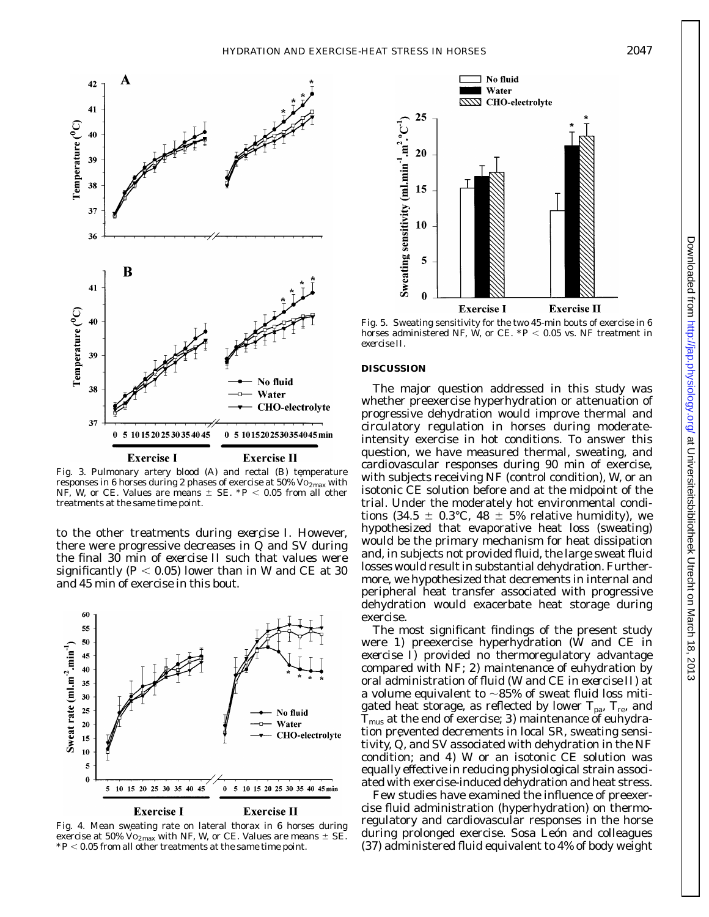Fig. 3. Pulmonary artery blood (A) and rectal (B) temperature responses in 6 horses during 2 phases of exercise at 50% $\dot{V}O_{2max}$ with NF, W, or CE. Values are means ± SE. *$P < 0.05$ from all other treatments at the same time point.

to the other treatments during *exercise I*. However, there were progressive decreases in $\dot{Q}$ and SV during the final 30 min of *exercise II* such that values were significantly ($P < 0.05$) lower than in W and CE at 30 and 45 min of exercise in this bout.

Fig. 4. Mean sweating rate on lateral thorax in 6 horses during exercise at 50% $\dot{V}O_{2max}$ with NF, W, or CE. Values are means ± SE. *$P < 0.05$ from all other treatments at the same time point.

Fig. 5. Sweating sensitivity for the two 45-min bouts of exercise in 6 horses administered NF, W, or CE. *$P < 0.05$ vs. NF treatment in *exercise II*.

## DISCUSSION

The major question addressed in this study was whether preexercise hyperhydration or attenuation of progressive dehydration would improve thermal and circulatory regulation in horses during moderate-intensity exercise in hot conditions. To answer this question, we have measured thermal, sweating, and cardiovascular responses during 90 min of exercise, with subjects receiving NF (control condition), W, or an isotonic CE solution before and at the midpoint of the trial. Under the moderately hot environmental conditions (34.5 ± 0.3°C, 48 ± 5% relative humidity), we hypothesized that evaporative heat loss (sweating) would be the primary mechanism for heat dissipation and, in subjects not provided fluid, the large sweat fluid losses would result in substantial dehydration. Furthermore, we hypothesized that decrements in internal and peripheral heat transfer associated with progressive dehydration would exacerbate heat storage during exercise.

The most significant findings of the present study were 1) preexercise hyperhydration (W and CE in *exercise I*) provided no thermoregulatory advantage compared with NF; 2) maintenance of euhydration by oral administration of fluid (W and CE in *exercise II*) at a volume equivalent to ~85% of sweat fluid loss mitigated heat storage, as reflected by lower $T_{pa}$, $T_{re}$, and $T_{mus}$ at the end of exercise; 3) maintenance of euhydration prevented decrements in local SR, sweating sensitivity, $\dot{Q}$, and SV associated with dehydration in the NF condition; and 4) W or an isotonic CE solution was equally effective in reducing physiological strain associated with exercise-induced dehydration and heat stress.

Few studies have examined the influence of preexercise fluid administration (hyperhydration) on thermoregulatory and cardiovascular responses in the horse during prolonged exercise. Sosa León and colleagues (37) administered fluid equivalent to 4% of body weight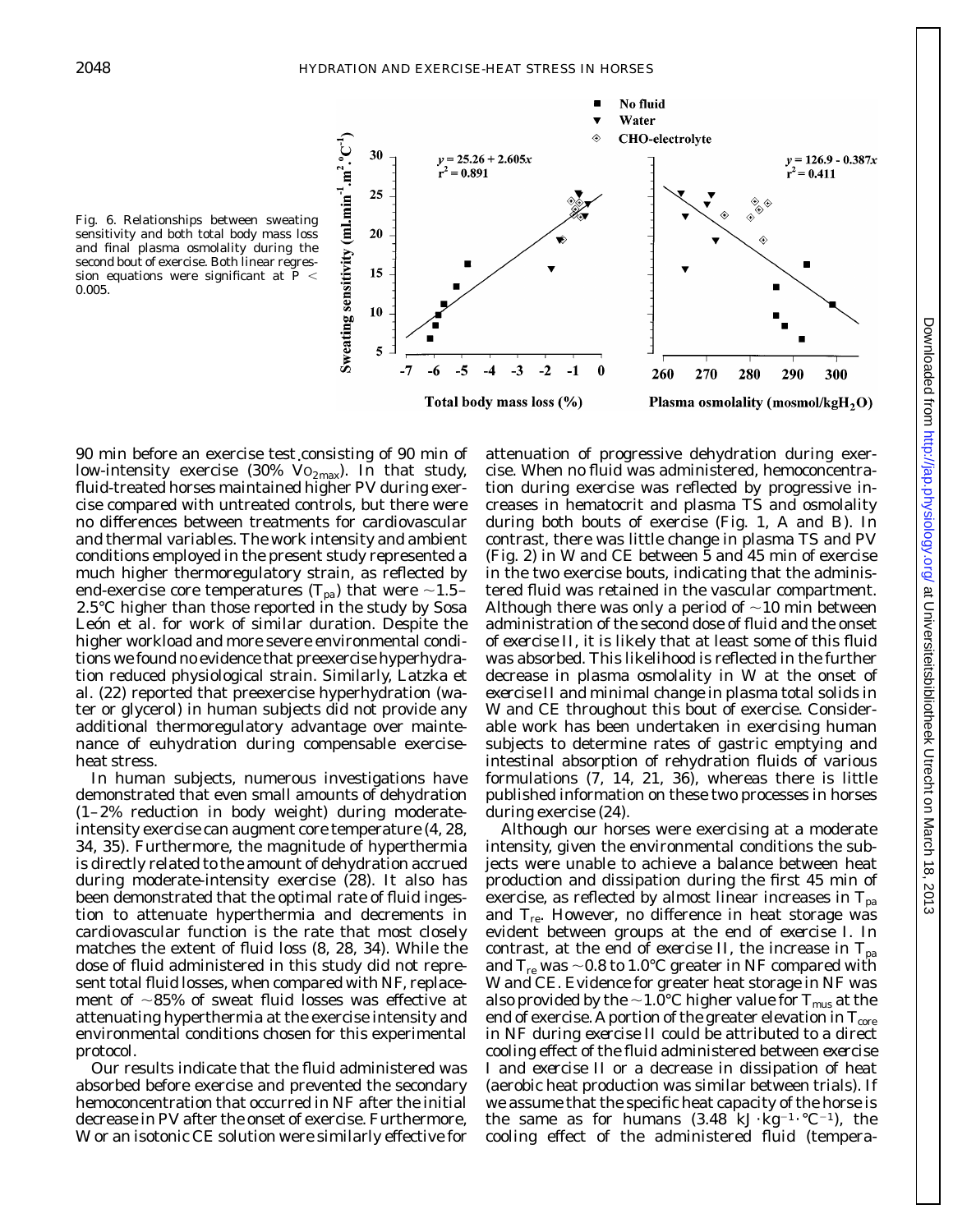Fig. 6. Relationships between sweating sensitivity and both total body mass loss and final plasma osmolality during the second bout of exercise. Both linear regression equations were significant at $P < 0.005$.

90 min before an exercise test consisting of 90 min of low-intensity exercise (30% $\dot{V}O_{2max}$). In that study, fluid-treated horses maintained higher PV during exercise compared with untreated controls, but there were no differences between treatments for cardiovascular and thermal variables. The work intensity and ambient conditions employed in the present study represented a much higher thermoregulatory strain, as reflected by end-exercise core temperatures ($T_{pa}$) that were ~1.5–2.5°C higher than those reported in the study by Sosa León et al. for work of similar duration. Despite the higher workload and more severe environmental conditions we found no evidence that preexercise hyperhydration reduced physiological strain. Similarly, Latzka et al. (22) reported that preexercise hyperhydration (water or glycerol) in human subjects did not provide any additional thermoregulatory advantage over maintenance of euhydration during compensable exercise-heat stress.

In human subjects, numerous investigations have demonstrated that even small amounts of dehydration (1–2% reduction in body weight) during moderate-intensity exercise can augment core temperature (4, 28, 34, 35). Furthermore, the magnitude of hyperthermia is directly related to the amount of dehydration accrued during moderate-intensity exercise (28). It also has been demonstrated that the optimal rate of fluid ingestion to attenuate hyperthermia and decrements in cardiovascular function is the rate that most closely matches the extent of fluid loss (8, 28, 34). While the dose of fluid administered in this study did not represent total fluid losses, when compared with NF, replacement of ~85% of sweat fluid losses was effective at attenuating hyperthermia at the exercise intensity and environmental conditions chosen for this experimental protocol.

Our results indicate that the fluid administered was absorbed before exercise and prevented the secondary hemoconcentration that occurred in NF after the initial decrease in PV after the onset of exercise. Furthermore, W or an isotonic CE solution were similarly effective for attenuation of progressive dehydration during exercise. When no fluid was administered, hemoconcentration during exercise was reflected by progressive increases in hematocrit and plasma TS and osmolality during both bouts of exercise (Fig. 1, *A* and *B*). In contrast, there was little change in plasma TS and PV (Fig. 2) in W and CE between 5 and 45 min of exercise in the two exercise bouts, indicating that the administered fluid was retained in the vascular compartment. Although there was only a period of ~10 min between administration of the second dose of fluid and the onset of *exercise II*, it is likely that at least some of this fluid was absorbed. This likelihood is reflected in the further decrease in plasma osmolality in W at the onset of *exercise II* and minimal change in plasma total solids in W and CE throughout this bout of exercise. Considerable work has been undertaken in exercising human subjects to determine rates of gastric emptying and intestinal absorption of rehydration fluids of various formulations (7, 14, 21, 36), whereas there is little published information on these two processes in horses during exercise (24).

Although our horses were exercising at a moderate intensity, given the environmental conditions the subjects were unable to achieve a balance between heat production and dissipation during the first 45 min of exercise, as reflected by almost linear increases in $T_{pa}$ and $T_{re}$. However, no difference in heat storage was evident between groups at the end of *exercise I*. In contrast, at the end of *exercise II*, the increase in $T_{pa}$ and $T_{re}$ was ~0.8 to 1.0°C greater in NF compared with W and CE. Evidence for greater heat storage in NF was also provided by the ~1.0°C higher value for $T_{mus}$ at the end of exercise. A portion of the greater elevation in $T_{core}$ in NF during *exercise II* could be attributed to a direct cooling effect of the fluid administered between *exercise I* and *exercise II* or a decrease in dissipation of heat (aerobic heat production was similar between trials). If we assume that the specific heat capacity of the horse is the same as for humans (3.48 $kJ \cdot kg^{-1} \cdot °C^{-1}$), the cooling effect of the administered fluid (tempera-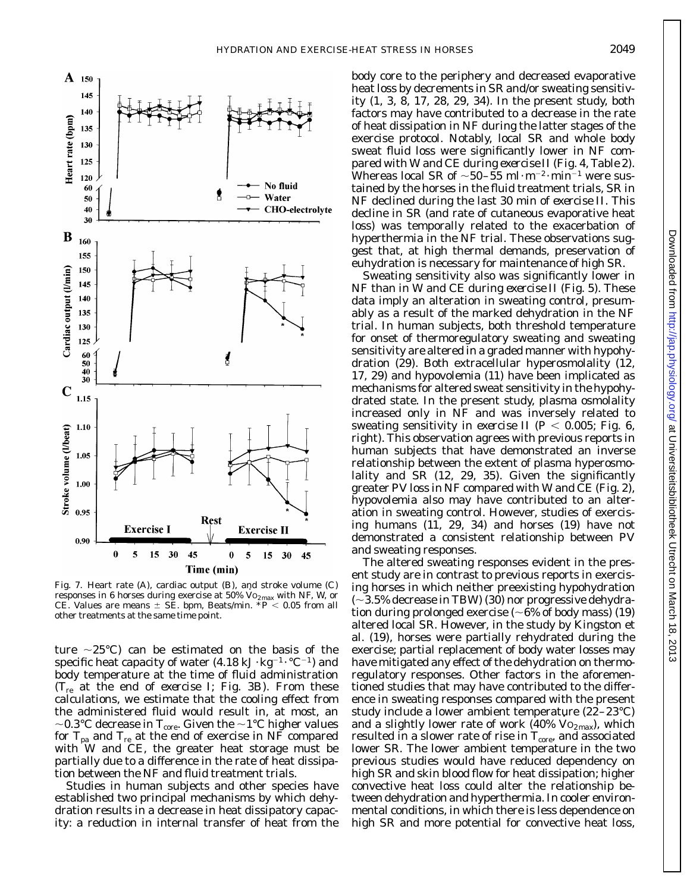Fig. 7. Heart rate (A), cardiac output (B), and stroke volume (C) responses in 6 horses during exercise at 50% $\dot{V}O_{2max}$ with NF, W, or CE. Values are means ± SE. bpm, Beats/min. *$P < 0.05$ from all other treatments at the same time point.

ture ~25°C) can be estimated on the basis of the specific heat capacity of water (4.18 kJ $\cdot$ kg$^{-1}$ $\cdot$ °C$^{-1}$) and body temperature at the time of fluid administration ($T_{re}$ at the end of *exercise I*; Fig. 3*B*). From these calculations, we estimate that the cooling effect from the administered fluid would result in, at most, an ~0.3°C decrease in $T_{core}$. Given the ~1°C higher values for $T_{pa}$ and $T_{re}$ at the end of exercise in NF compared with W and CE, the greater heat storage must be partially due to a difference in the rate of heat dissipation between the NF and fluid treatment trials.

Studies in human subjects and other species have established two principal mechanisms by which dehydration results in a decrease in heat dissipatory capacity: a reduction in internal transfer of heat from the body core to the periphery and decreased evaporative heat loss by decrements in SR and/or sweating sensitivity (1, 3, 8, 17, 28, 29, 34). In the present study, both factors may have contributed to a decrease in the rate of heat dissipation in NF during the latter stages of the exercise protocol. Notably, local SR and whole body sweat fluid loss were significantly lower in NF compared with W and CE during *exercise II* (Fig. 4, Table 2). Whereas local SR of ~50–55 ml $\cdot$ m$^{-2}$ $\cdot$ min$^{-1}$ were sustained by the horses in the fluid treatment trials, SR in NF declined during the last 30 min of *exercise II*. This decline in SR (and rate of cutaneous evaporative heat loss) was temporally related to the exacerbation of hyperthermia in the NF trial. These observations suggest that, at high thermal demands, preservation of euhydration is necessary for maintenance of high SR.

Sweating sensitivity also was significantly lower in NF than in W and CE during *exercise II* (Fig. 5). These data imply an alteration in sweating control, presumably as a result of the marked dehydration in the NF trial. In human subjects, both threshold temperature for onset of thermoregulatory sweating and sweating sensitivity are altered in a graded manner with hypohydration (29). Both extracellular hyperosmolality (12, 17, 29) and hypovolemia (11) have been implicated as mechanisms for altered sweat sensitivity in the hypohydrated state. In the present study, plasma osmolality increased only in NF and was inversely related to sweating sensitivity in *exercise II* ($P < 0.005$; Fig. 6, *right*). This observation agrees with previous reports in human subjects that have demonstrated an inverse relationship between the extent of plasma hyperosmolality and SR (12, 29, 35). Given the significantly greater PV loss in NF compared with W and CE (Fig. 2), hypovolemia also may have contributed to an alteration in sweating control. However, studies of exercising humans (11, 29, 34) and horses (19) have not demonstrated a consistent relationship between PV and sweating responses.

The altered sweating responses evident in the present study are in contrast to previous reports in exercising horses in which neither preexisting hypohydration (~3.5% decrease in TBW) (30) nor progressive dehydration during prolonged exercise (~6% of body mass) (19) altered local SR. However, in the study by Kingston et al. (19), horses were partially rehydrated during the exercise; partial replacement of body water losses may have mitigated any effect of the dehydration on thermoregulatory responses. Other factors in the aforementioned studies that may have contributed to the difference in sweating responses compared with the present study include a lower ambient temperature (22–23°C) and a slightly lower rate of work (40% $\dot{V}O_{2max}$), which resulted in a slower rate of rise in $T_{core}$ and associated lower SR. The lower ambient temperature in the two previous studies would have reduced dependency on high SR and skin blood flow for heat dissipation; higher convective heat loss could alter the relationship between dehydration and hyperthermia. In cooler environmental conditions, in which there is less dependence on high SR and more potential for convective heat loss,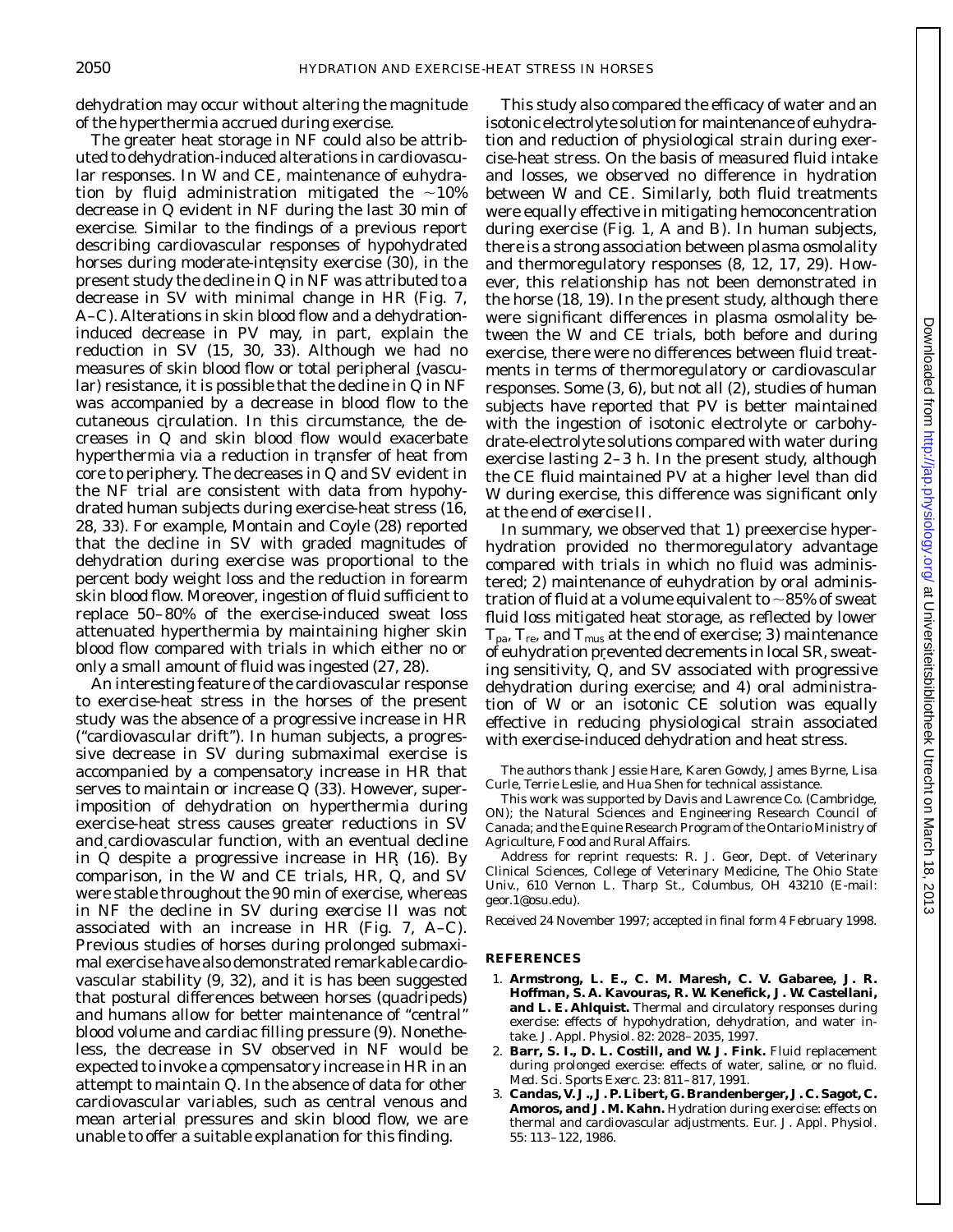dehydration may occur without altering the magnitude of the hyperthermia accrued during exercise.

The greater heat storage in NF could also be attributed to dehydration-induced alterations in cardiovascular responses. In W and CE, maintenance of euhydration by fluid administration mitigated the ~10% decrease in $\dot{Q}$ evident in NF during the last 30 min of exercise. Similar to the findings of a previous report describing cardiovascular responses of hypohydrated horses during moderate-intensity exercise (30), in the present study the decline in $\dot{Q}$ in NF was attributed to a decrease in SV with minimal change in HR (Fig. 7, A–C). Alterations in skin blood flow and a dehydration-induced decrease in PV may, in part, explain the reduction in SV (15, 30, 33). Although we had no measures of skin blood flow or total peripheral (vascular) resistance, it is possible that the decline in $\dot{Q}$ in NF was accompanied by a decrease in blood flow to the cutaneous circulation. In this circumstance, the decreases in $\dot{Q}$ and skin blood flow would exacerbate hyperthermia via a reduction in transfer of heat from core to periphery. The decreases in $\dot{Q}$ and SV evident in the NF trial are consistent with data from hypohydrated human subjects during exercise-heat stress (16, 28, 33). For example, Montain and Coyle (28) reported that the decline in SV with graded magnitudes of dehydration during exercise was proportional to the percent body weight loss and the reduction in forearm skin blood flow. Moreover, ingestion of fluid sufficient to replace 50–80% of the exercise-induced sweat loss attenuated hyperthermia by maintaining higher skin blood flow compared with trials in which either no or only a small amount of fluid was ingested (27, 28).

An interesting feature of the cardiovascular response to exercise-heat stress in the horses of the present study was the absence of a progressive increase in HR ("cardiovascular drift"). In human subjects, a progressive decrease in SV during submaximal exercise is accompanied by a compensatory increase in HR that serves to maintain or increase $\dot{Q}$ (33). However, superimposition of dehydration on hyperthermia during exercise-heat stress causes greater reductions in SV and cardiovascular function, with an eventual decline in $\dot{Q}$ despite a progressive increase in HR (16). By comparison, in the W and CE trials, HR, $\dot{Q}$, and SV were stable throughout the 90 min of exercise, whereas in NF the decline in SV during *exercise II* was not associated with an increase in HR (Fig. 7, A–C). Previous studies of horses during prolonged submaximal exercise have also demonstrated remarkable cardiovascular stability (9, 32), and it is has been suggested that postural differences between horses (quadripeds) and humans allow for better maintenance of "central" blood volume and cardiac filling pressure (9). Nonetheless, the decrease in SV observed in NF would be expected to invoke a compensatory increase in HR in an attempt to maintain $\dot{Q}$. In the absence of data for other cardiovascular variables, such as central venous and mean arterial pressures and skin blood flow, we are unable to offer a suitable explanation for this finding.

This study also compared the efficacy of water and an isotonic electrolyte solution for maintenance of euhydration and reduction of physiological strain during exercise-heat stress. On the basis of measured fluid intake and losses, we observed no difference in hydration between W and CE. Similarly, both fluid treatments were equally effective in mitigating hemoconcentration during exercise (Fig. 1, A and B). In human subjects, there is a strong association between plasma osmolality and thermoregulatory responses (8, 12, 17, 29). However, this relationship has not been demonstrated in the horse (18, 19). In the present study, although there were significant differences in plasma osmolality between the W and CE trials, both before and during exercise, there were no differences between fluid treatments in terms of thermoregulatory or cardiovascular responses. Some (3, 6), but not all (2), studies of human subjects have reported that PV is better maintained with the ingestion of isotonic electrolyte or carbohydrate-electrolyte solutions compared with water during exercise lasting 2–3 h. In the present study, although the CE fluid maintained PV at a higher level than did W during exercise, this difference was significant only at the end of *exercise II*.

In summary, we observed that *1*) preexercise hyperhydration provided no thermoregulatory advantage compared with trials in which no fluid was administered; *2*) maintenance of euhydration by oral administration of fluid at a volume equivalent to ~85% of sweat fluid loss mitigated heat storage, as reflected by lower $T_{pa}$, $T_{re}$, and $T_{mus}$ at the end of exercise; *3*) maintenance of euhydration prevented decrements in local SR, sweating sensitivity, $\dot{Q}$, and SV associated with progressive dehydration during exercise; and *4*) oral administration of W or an isotonic CE solution was equally effective in reducing physiological strain associated with exercise-induced dehydration and heat stress.

The authors thank Jessie Hare, Karen Gowdy, James Byrne, Lisa Curle, Terrie Leslie, and Hua Shen for technical assistance.

This work was supported by Davis and Lawrence Co. (Cambridge, ON); the Natural Sciences and Engineering Research Council of Canada; and the Equine Research Program of the Ontario Ministry of Agriculture, Food and Rural Affairs.

Address for reprint requests: R. J. Geor, Dept. of Veterinary Clinical Sciences, College of Veterinary Medicine, The Ohio State Univ., 610 Vernon L. Tharp St., Columbus, OH 43210 (E-mail: geor.1@osu.edu).

Received 24 November 1997; accepted in final form 4 February 1998.

## REFERENCES

1. **Armstrong, L. E., C. M. Maresh, C. V. Gabaree, J. R. Hoffman, S. A. Kavouras, R. W. Kenefick, J. W. Castellani, and L. E. Ahlquist.** Thermal and circulatory responses during exercise: effects of hypohydration, dehydration, and water intake. *J. Appl. Physiol.* 82: 2028–2035, 1997.
2. **Barr, S. I., D. L. Costill, and W. J. Fink.** Fluid replacement during prolonged exercise: effects of water, saline, or no fluid. *Med. Sci. Sports Exerc.* 23: 811–817, 1991.
3. **Candas, V. J., J. P. Libert, G. Brandenberger, J. C. Sagot, C. Amoros, and J. M. Kahn.** Hydration during exercise: effects on thermal and cardiovascular adjustments. *Eur. J. Appl. Physiol.* 55: 113–122, 1986.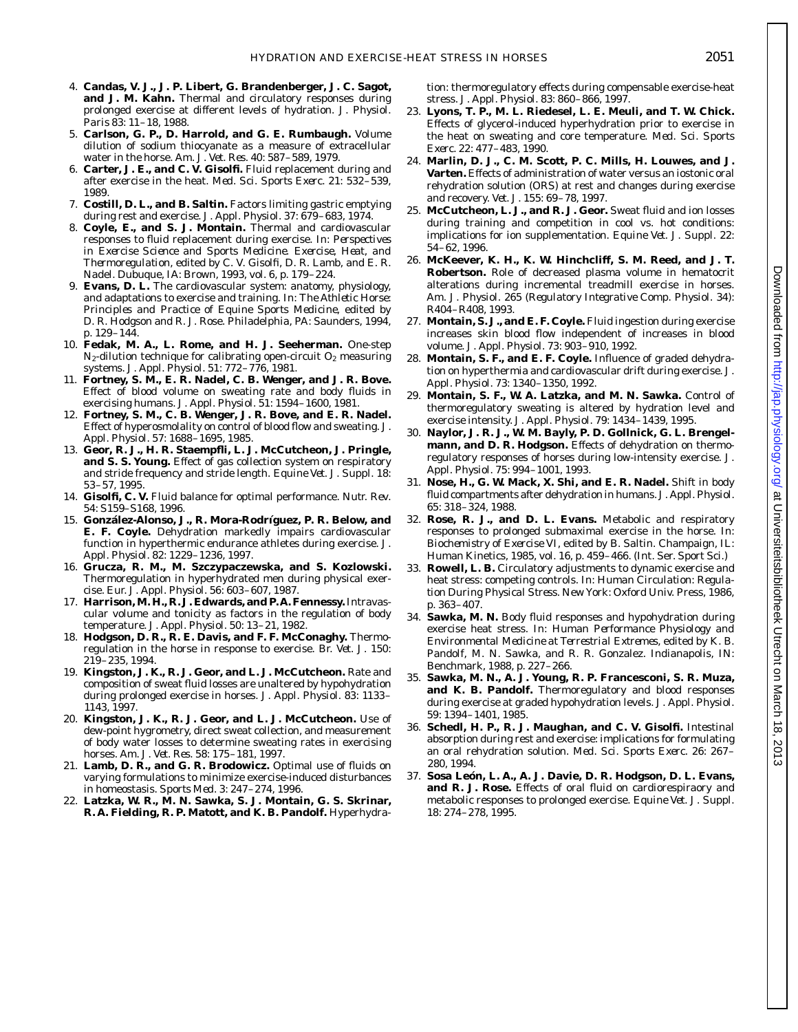4. **Candas, V. J., J. P. Libert, G. Brandenberger, J. C. Sagot, and J. M. Kahn.** Thermal and circulatory responses during prolonged exercise at different levels of hydration. *J. Physiol. Paris* 83: 11–18, 1988.
5. **Carlson, G. P., D. Harrold, and G. E. Rumbaugh.** Volume dilution of sodium thiocyanate as a measure of extracellular water in the horse. *Am. J. Vet. Res.* 40: 587–589, 1979.
6. **Carter, J. E., and C. V. Gisolfi.** Fluid replacement during and after exercise in the heat. *Med. Sci. Sports Exerc.* 21: 532–539, 1989.
7. **Costill, D. L., and B. Saltin.** Factors limiting gastric emptying during rest and exercise. *J. Appl. Physiol.* 37: 679–683, 1974.
8. **Coyle, E., and S. J. Montain.** Thermal and cardiovascular responses to fluid replacement during exercise. In: *Perspectives in Exercise Science and Sports Medicine. Exercise, Heat, and Thermoregulation*, edited by C. V. Gisolfi, D. R. Lamb, and E. R. Nadel. Dubuque, IA: Brown, 1993, vol. 6, p. 179–224.
9. **Evans, D. L.** The cardiovascular system: anatomy, physiology, and adaptations to exercise and training. In: *The Athletic Horse: Principles and Practice of Equine Sports Medicine*, edited by D. R. Hodgson and R. J. Rose. Philadelphia, PA: Saunders, 1994, p. 129–144.
10. **Fedak, M. A., L. Rome, and H. J. Seeherman.** One-step $N_2$-dilution technique for calibrating open-circuit $O_2$ measuring systems. *J. Appl. Physiol.* 51: 772–776, 1981.
11. **Fortney, S. M., E. R. Nadel, C. B. Wenger, and J. R. Bove.** Effect of blood volume on sweating rate and body fluids in exercising humans. *J. Appl. Physiol.* 51: 1594–1600, 1981.
12. **Fortney, S. M., C. B. Wenger, J. R. Bove, and E. R. Nadel.** Effect of hyperosmolality on control of blood flow and sweating. *J. Appl. Physiol.* 57: 1688–1695, 1985.
13. **Geor, R. J., H. R. Staempfli, L. J. McCutcheon, J. Pringle, and S. S. Young.** Effect of gas collection system on respiratory and stride frequency and stride length. *Equine Vet. J. Suppl.* 18: 53–57, 1995.
14. **Gisolfi, C. V.** Fluid balance for optimal performance. *Nutr. Rev.* 54: S159–S168, 1996.
15. **González-Alonso, J., R. Mora-Rodríguez, P. R. Below, and E. F. Coyle.** Dehydration markedly impairs cardiovascular function in hyperthermic endurance athletes during exercise. *J. Appl. Physiol.* 82: 1229–1236, 1997.
16. **Grucza, R. M., M. Szczypaczewska, and S. Kozlowski.** Thermoregulation in hyperhydrated men during physical exercise. *Eur. J. Appl. Physiol.* 56: 603–607, 1987.
17. **Harrison, M. H., R. J. Edwards, and P. A. Fennessy.** Intravascular volume and tonicity as factors in the regulation of body temperature. *J. Appl. Physiol.* 50: 13–21, 1982.
18. **Hodgson, D. R., R. E. Davis, and F. F. McConaghy.** Thermoregulation in the horse in response to exercise. *Br. Vet. J.* 150: 219–235, 1994.
19. **Kingston, J. K., R. J. Geor, and L. J. McCutcheon.** Rate and composition of sweat fluid losses are unaltered by hypohydration during prolonged exercise in horses. *J. Appl. Physiol.* 83: 1133–1143, 1997.
20. **Kingston, J. K., R. J. Geor, and L. J. McCutcheon.** Use of dew-point hygrometry, direct sweat collection, and measurement of body water losses to determine sweating rates in exercising horses. *Am. J. Vet. Res.* 58: 175–181, 1997.
21. **Lamb, D. R., and G. R. Brodowicz.** Optimal use of fluids on varying formulations to minimize exercise-induced disturbances in homeostasis. *Sports Med.* 3: 247–274, 1996.
22. **Latzka, W. R., M. N. Sawka, S. J. Montain, G. S. Skrinar, R. A. Fielding, R. P. Matott, and K. B. Pandolf.** Hyperhydration: thermoregulatory effects during compensable exercise-heat stress. *J. Appl. Physiol.* 83: 860–866, 1997.
23. **Lyons, T. P., M. L. Riedesel, L. E. Meuli, and T. W. Chick.** Effects of glycerol-induced hyperhydration prior to exercise in the heat on sweating and core temperature. *Med. Sci. Sports Exerc.* 22: 477–483, 1990.
24. **Marlin, D. J., C. M. Scott, P. C. Mills, H. Louwes, and J. Varten.** Effects of administration of water versus an iostonic oral rehydration solution (ORS) at rest and changes during exercise and recovery. *Vet. J.* 155: 69–78, 1997.
25. **McCutcheon, L. J., and R. J. Geor.** Sweat fluid and ion losses during training and competition in cool vs. hot conditions: implications for ion supplementation. *Equine Vet. J. Suppl.* 22: 54–62, 1996.
26. **McKeever, K. H., K. W. Hinchcliff, S. M. Reed, and J. T. Robertson.** Role of decreased plasma volume in hematocrit alterations during incremental treadmill exercise in horses. *Am. J. Physiol.* 265 (*Regulatory Integrative Comp. Physiol.* 34): R404–R408, 1993.
27. **Montain, S. J., and E. F. Coyle.** Fluid ingestion during exercise increases skin blood flow independent of increases in blood volume. *J. Appl. Physiol.* 73: 903–910, 1992.
28. **Montain, S. F., and E. F. Coyle.** Influence of graded dehydration on hyperthermia and cardiovascular drift during exercise. *J. Appl. Physiol.* 73: 1340–1350, 1992.
29. **Montain, S. F., W. A. Latzka, and M. N. Sawka.** Control of thermoregulatory sweating is altered by hydration level and exercise intensity. *J. Appl. Physiol.* 79: 1434–1439, 1995.
30. **Naylor, J. R. J., W. M. Bayly, P. D. Gollnick, G. L. Brengelmann, and D. R. Hodgson.** Effects of dehydration on thermoregulatory responses of horses during low-intensity exercise. *J. Appl. Physiol.* 75: 994–1001, 1993.
31. **Nose, H., G. W. Mack, X. Shi, and E. R. Nadel.** Shift in body fluid compartments after dehydration in humans. *J. Appl. Physiol.* 65: 318–324, 1988.
32. **Rose, R. J., and D. L. Evans.** Metabolic and respiratory responses to prolonged submaximal exercise in the horse. In: *Biochemistry of Exercise VI*, edited by B. Saltin. Champaign, IL: Human Kinetics, 1985, vol. 16, p. 459–466. (Int. Ser. Sport Sci.)
33. **Rowell, L. B.** Circulatory adjustments to dynamic exercise and heat stress: competing controls. In: *Human Circulation: Regulation During Physical Stress*. New York: Oxford Univ. Press, 1986, p. 363–407.
34. **Sawka, M. N.** Body fluid responses and hypohydration during exercise heat stress. In: *Human Performance Physiology and Environmental Medicine at Terrestrial Extremes*, edited by K. B. Pandolf, M. N. Sawka, and R. R. Gonzalez. Indianapolis, IN: Benchmark, 1988, p. 227–266.
35. **Sawka, M. N., A. J. Young, R. P. Francesconi, S. R. Muza, and K. B. Pandolf.** Thermoregulatory and blood responses during exercise at graded hypohydration levels. *J. Appl. Physiol.* 59: 1394–1401, 1985.
36. **Schedl, H. P., R. J. Maughan, and C. V. Gisolfi.** Intestinal absorption during rest and exercise: implications for formulating an oral rehydration solution. *Med. Sci. Sports Exerc.* 26: 267–280, 1994.
37. **Sosa León, L. A., A. J. Davie, D. R. Hodgson, D. L. Evans, and R. J. Rose.** Effects of oral fluid on cardiorespiraory and metabolic responses to prolonged exercise. *Equine Vet. J. Suppl.* 18: 274–278, 1995.